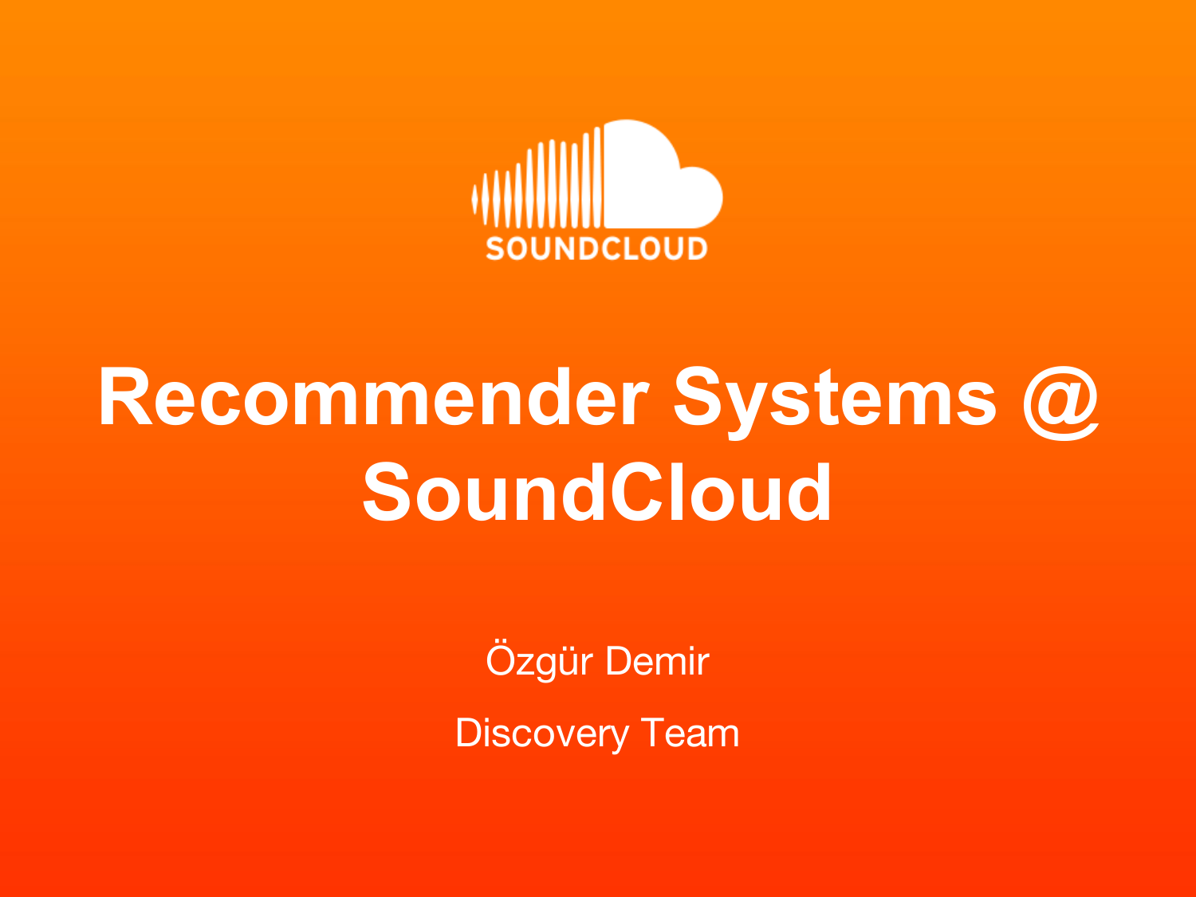SOUNDCLOUD

# Recommender Systems @ SoundCloud

Özgür Demir

Discovery Team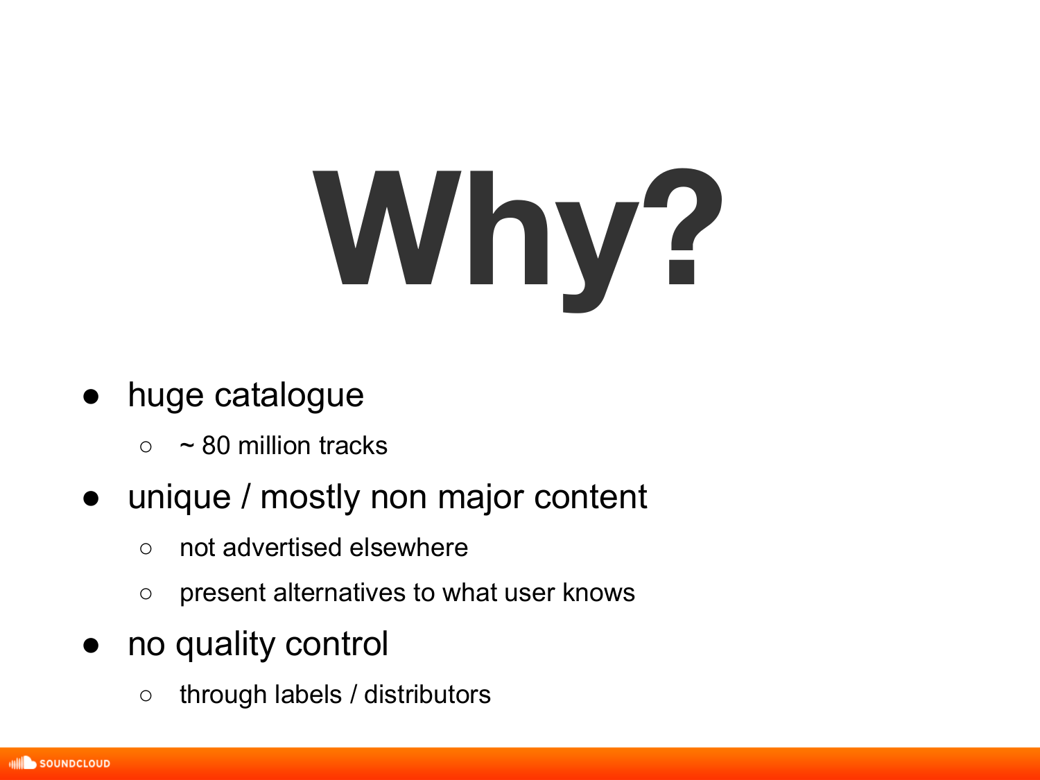# Why?

- huge catalogue
  - ~ 80 million tracks
- unique / mostly non major content
  - not advertised elsewhere
  - present alternatives to what user knows
- no quality control
  - through labels / distributors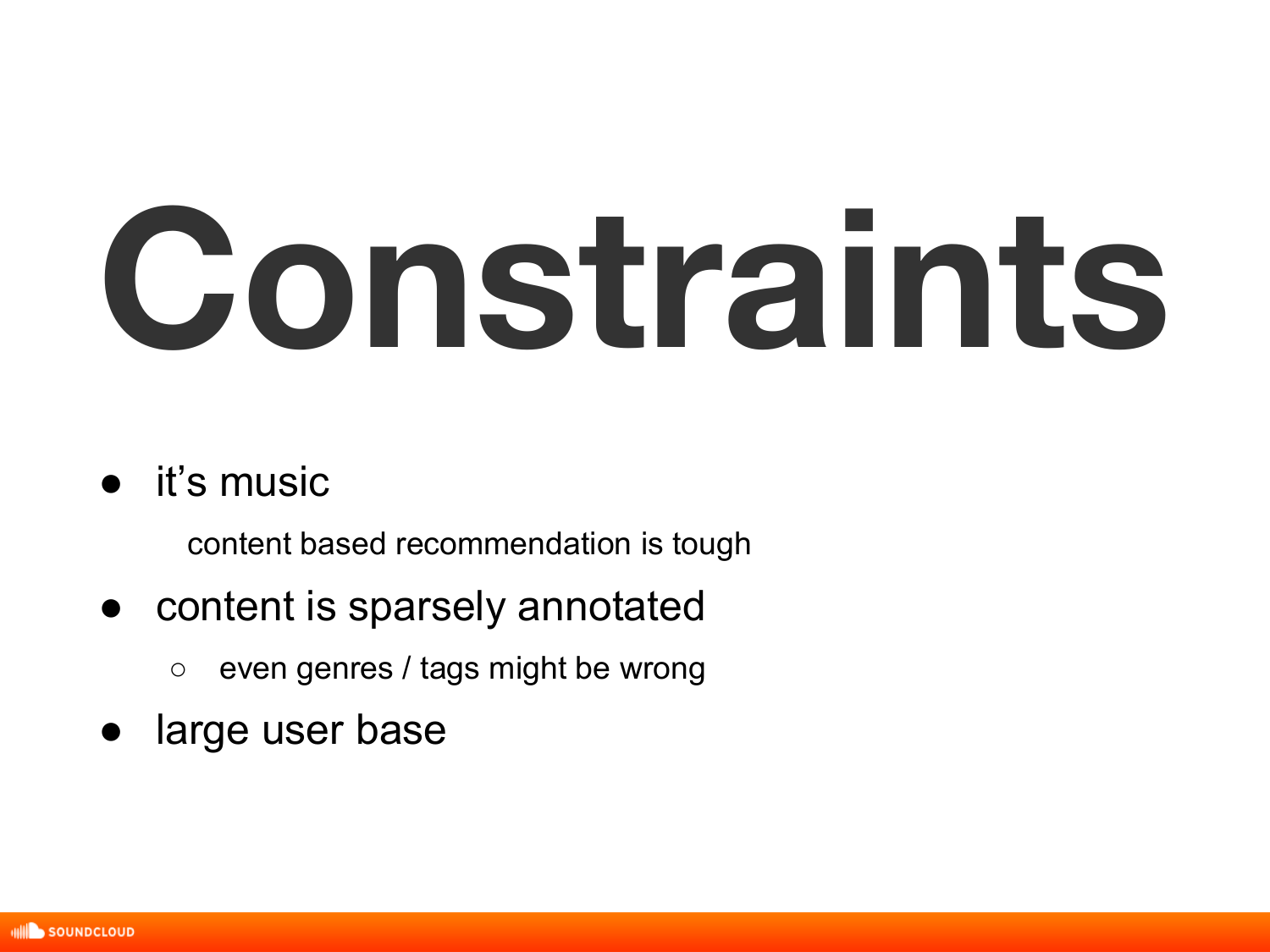# Constraints

- it's music

  content based recommendation is tough

- content is sparsely annotated
  - even genres / tags might be wrong
- large user base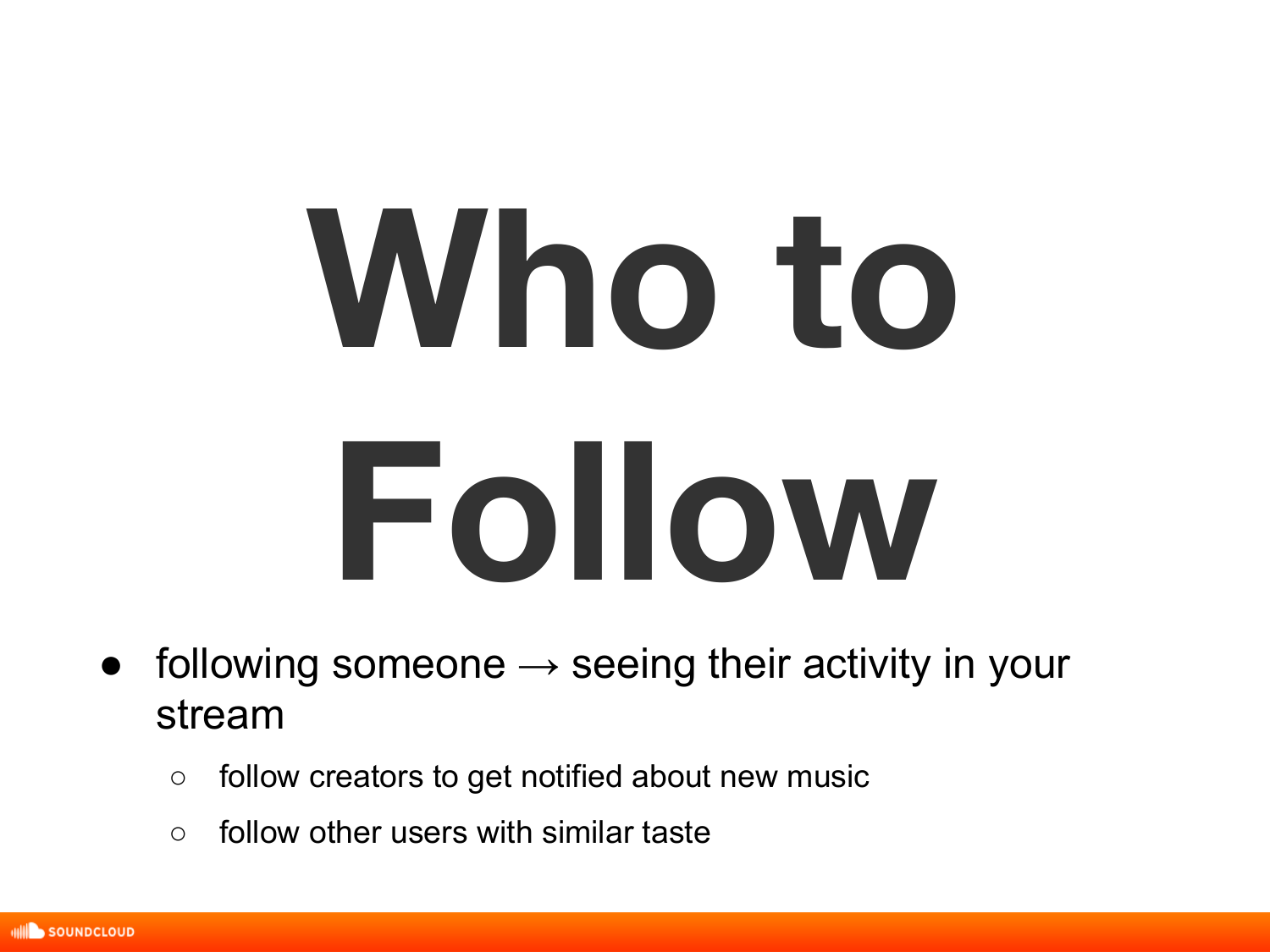# Who to Follow

- following someone → seeing their activity in your stream
  - follow creators to get notified about new music
  - follow other users with similar taste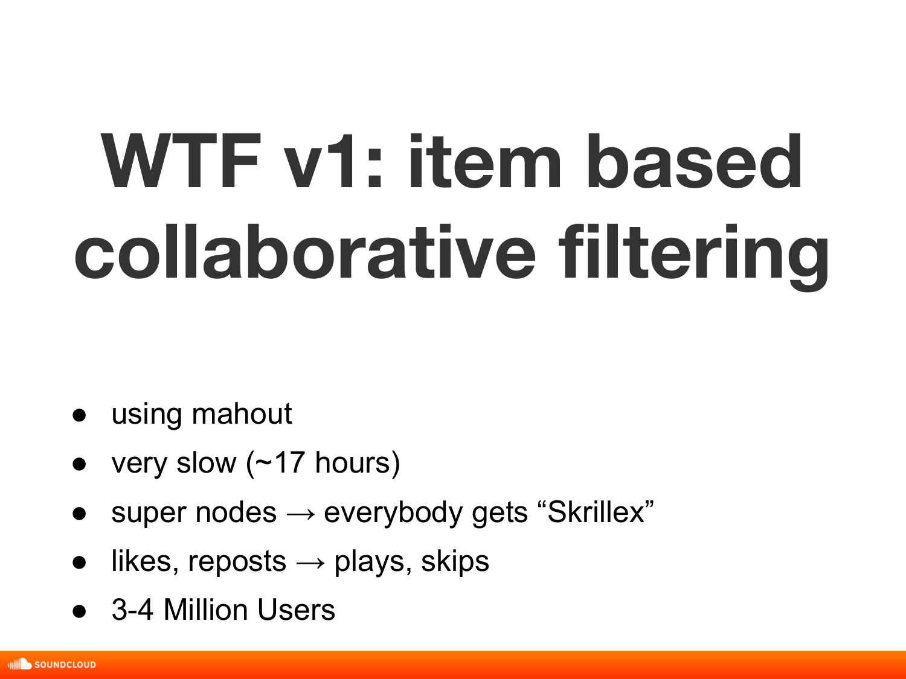# WTF v1: item based collaborative filtering

- using mahout
- very slow (~17 hours)
- super nodes → everybody gets “Skrillex”
- likes, reposts → plays, skips
- 3-4 Million Users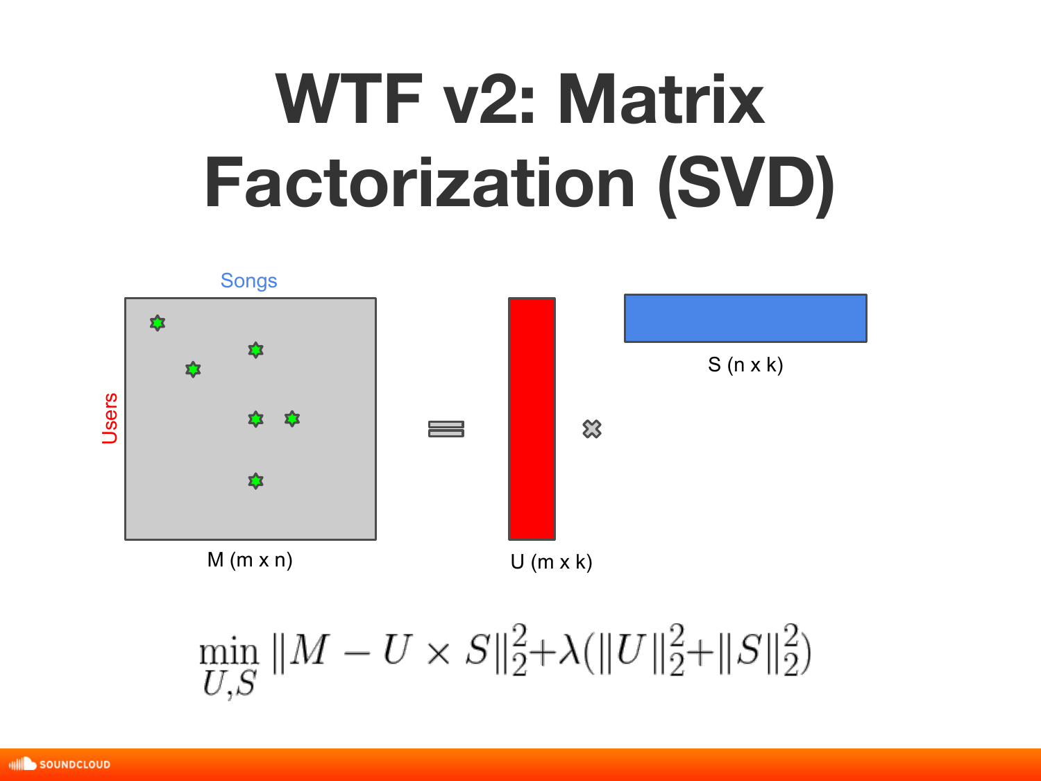# WTF v2: Matrix Factorization (SVD)

Songs

Users

M (m x n)

U (m x k)

S (n x k)

$$\min_{U,S} \|M - U \times S\|_2^2 + \lambda(\|U\|_2^2 + \|S\|_2^2)$$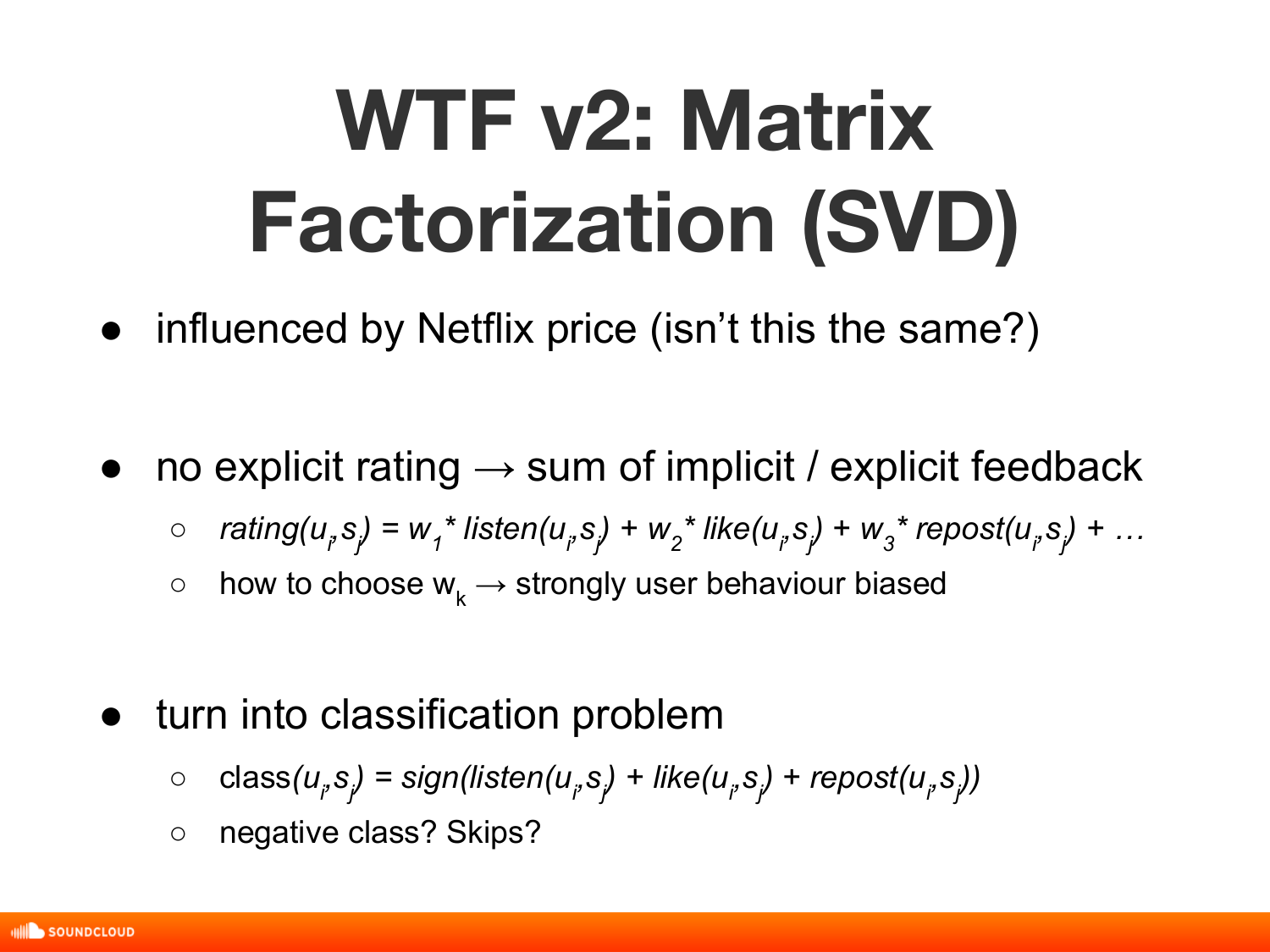# WTF v2: Matrix Factorization (SVD)

- influenced by Netflix price (isn't this the same?)

- no explicit rating → sum of implicit / explicit feedback
  - $rating(u_i, s_j) = w_1 * listen(u_i, s_j) + w_2 * like(u_i, s_j) + w_3 * repost(u_i, s_j) + \ldots$
  - how to choose $w_k$ → strongly user behaviour biased

- turn into classification problem
  - $\text{class}(u_i, s_j) = sign(listen(u_i, s_j) + like(u_i, s_j) + repost(u_i, s_j))$
  - negative class? Skips?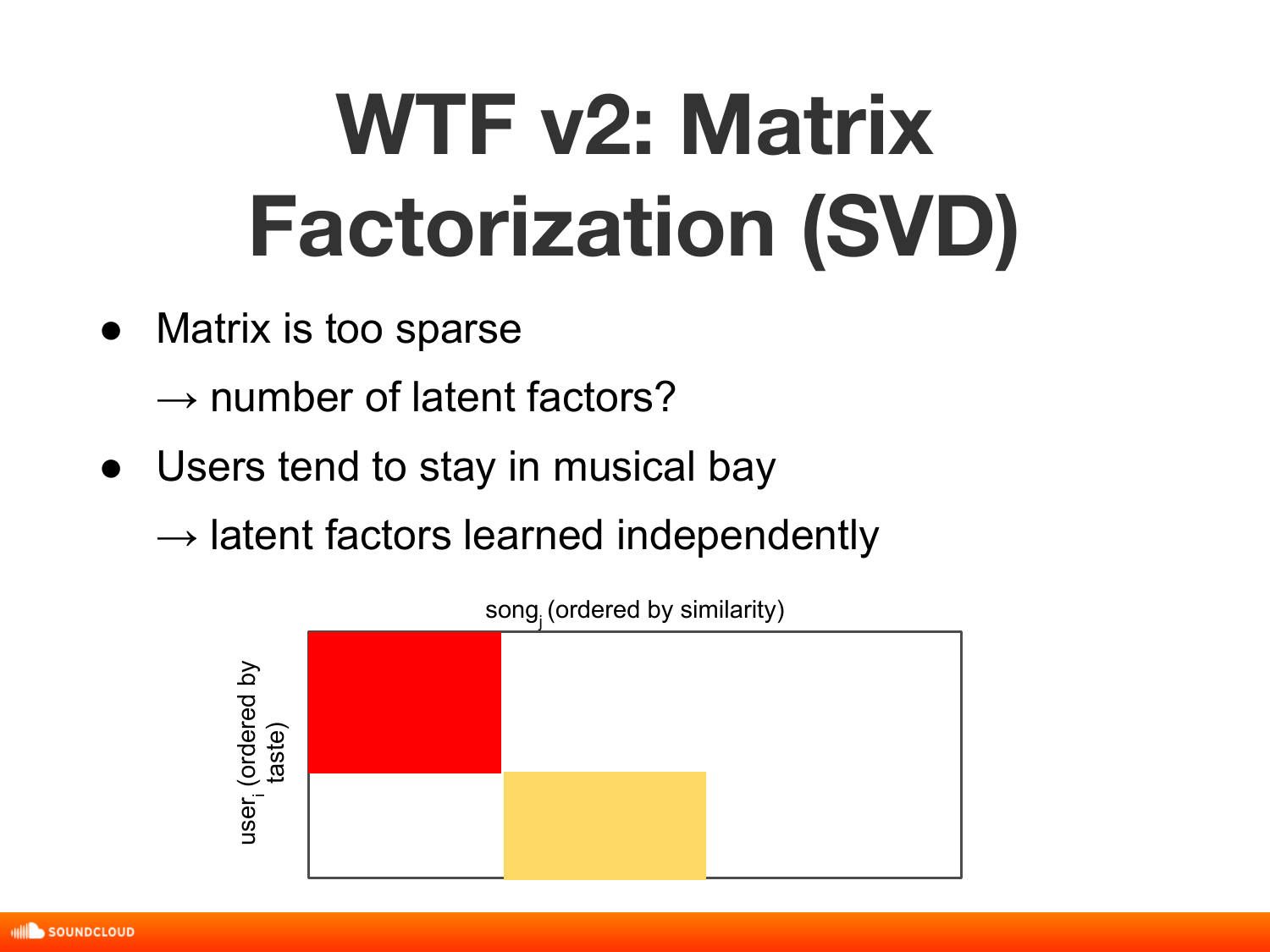# WTF v2: Matrix Factorization (SVD)

- Matrix is too sparse

  → number of latent factors?

- Users tend to stay in musical bay

  → latent factors learned independently

$song_j$ (ordered by similarity)

$user_i$ (ordered by taste)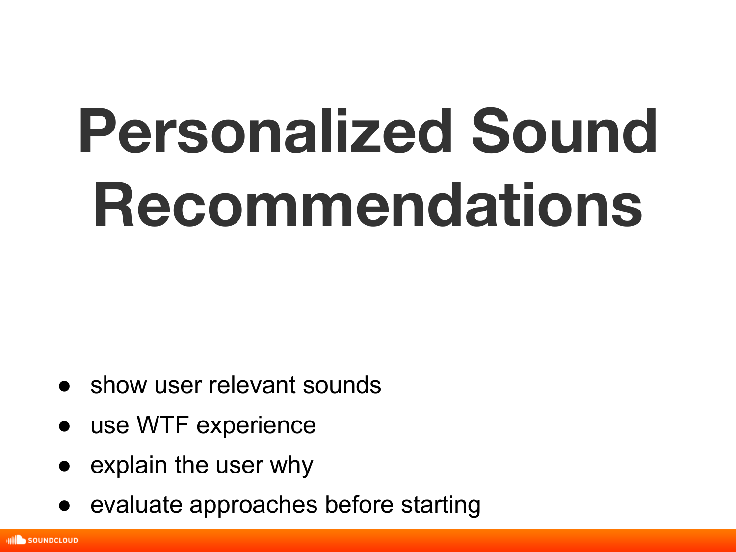# Personalized Sound Recommendations

- show user relevant sounds
- use WTF experience
- explain the user why
- evaluate approaches before starting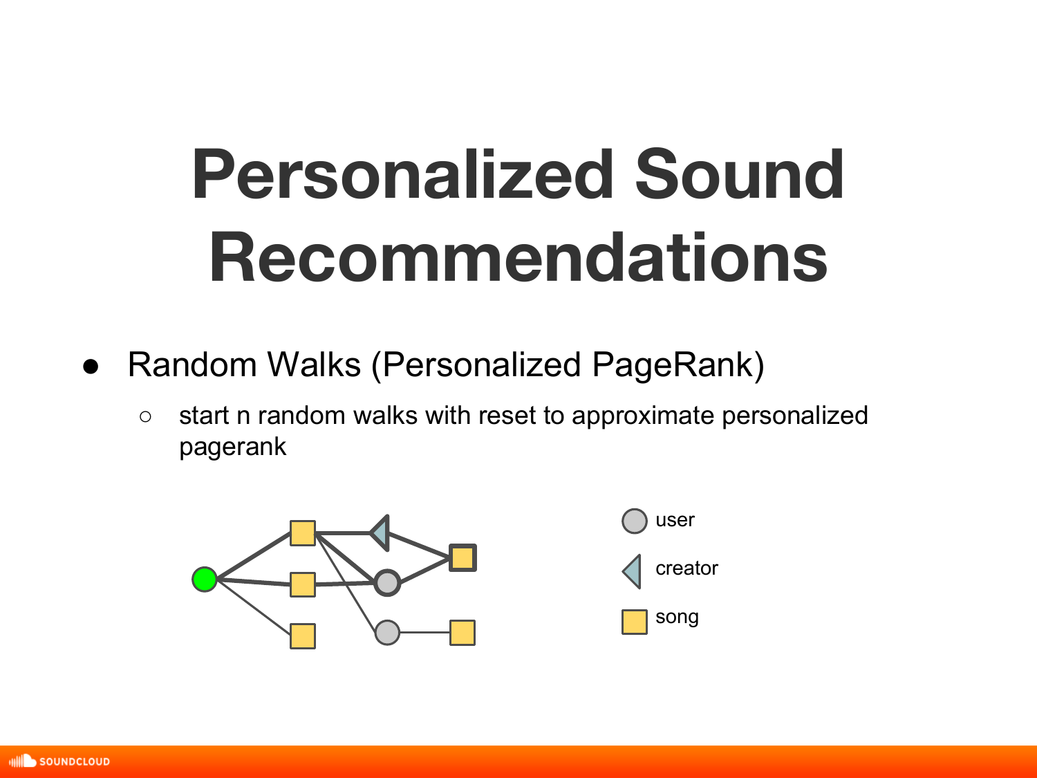# Personalized Sound Recommendations

- Random Walks (Personalized PageRank)
  - start n random walks with reset to approximate personalized pagerank

user

creator

song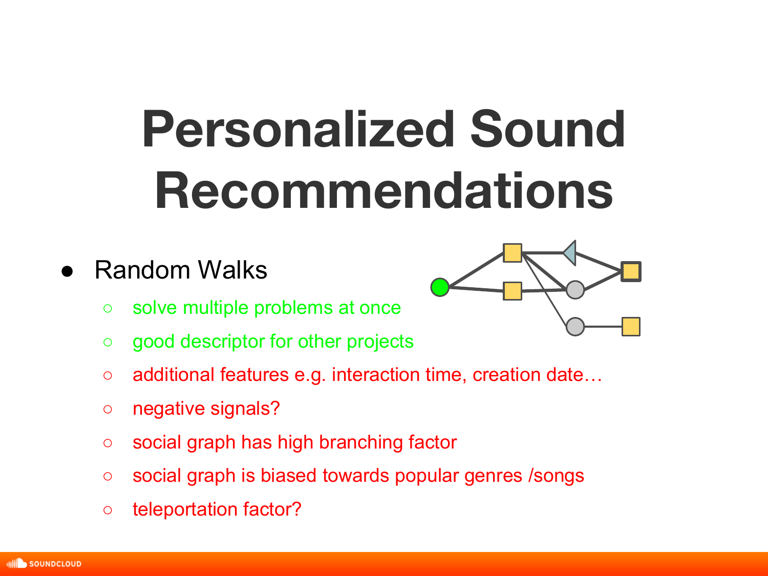# Personalized Sound Recommendations

- Random Walks
  - solve multiple problems at once
  - good descriptor for other projects
  - additional features e.g. interaction time, creation date…
  - negative signals?
  - social graph has high branching factor
  - social graph is biased towards popular genres /songs
  - teleportation factor?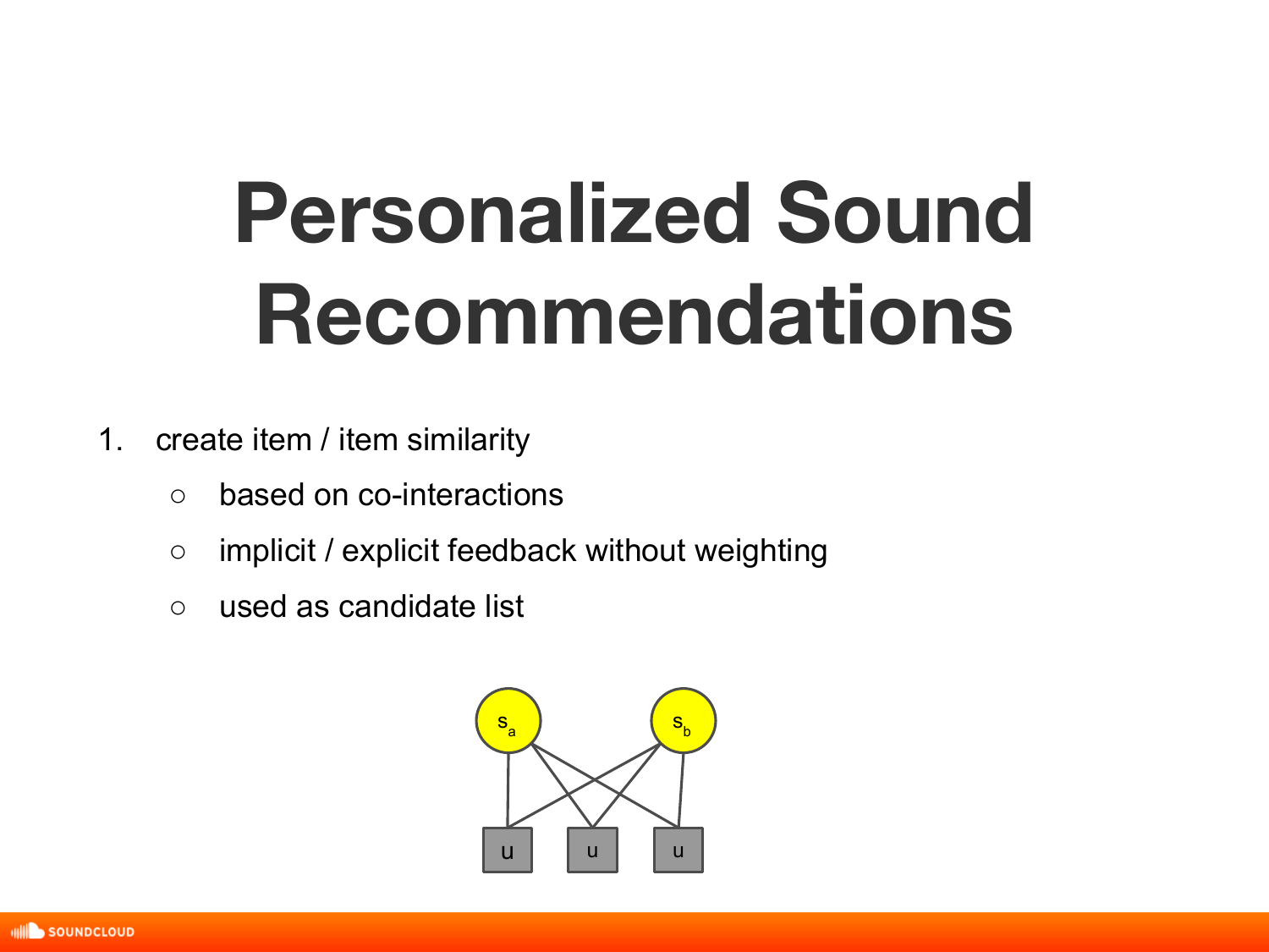# Personalized Sound Recommendations

1. create item / item similarity
   - based on co-interactions
   - implicit / explicit feedback without weighting
   - used as candidate list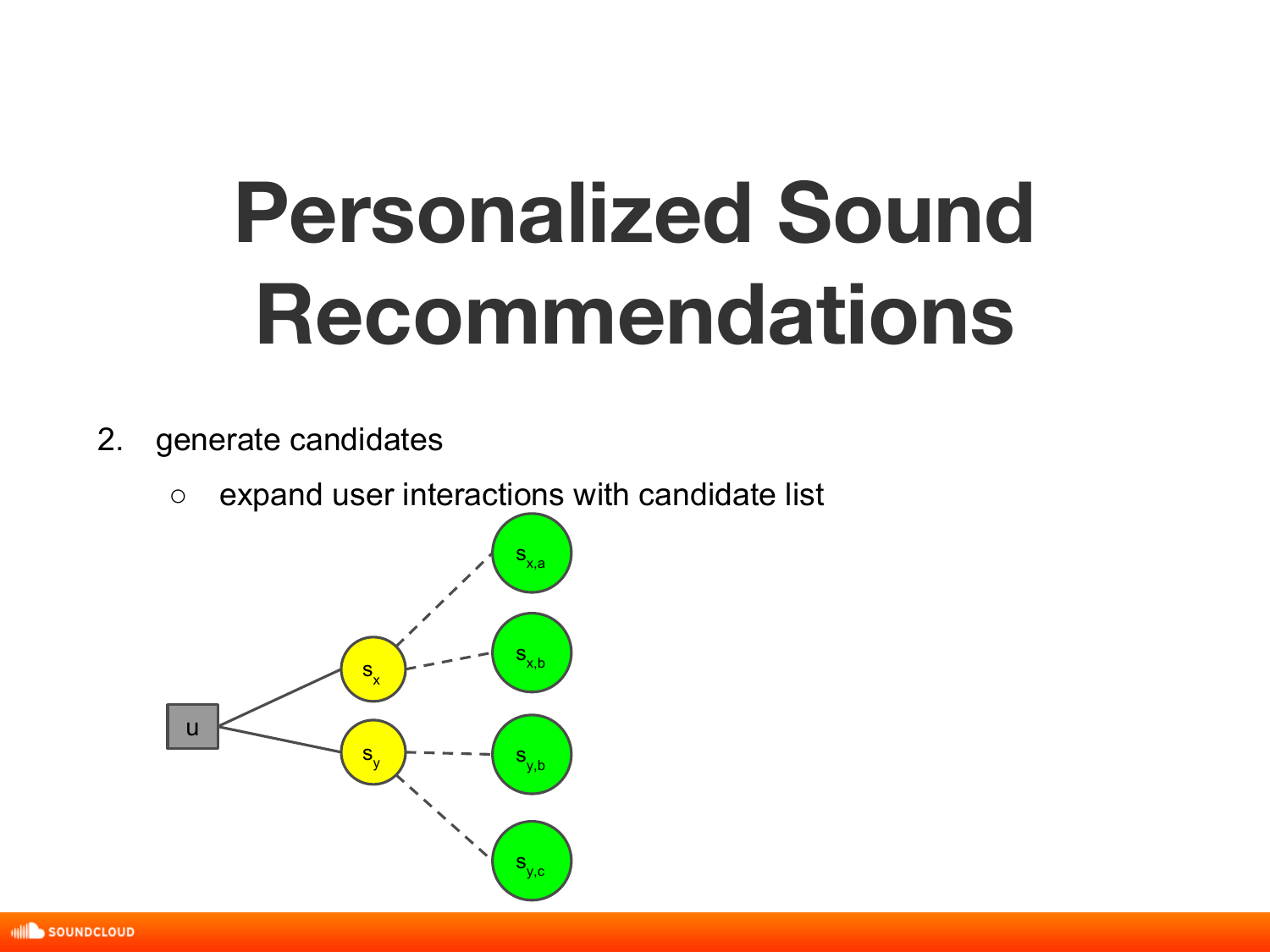# Personalized Sound Recommendations

2. generate candidates
   - expand user interactions with candidate list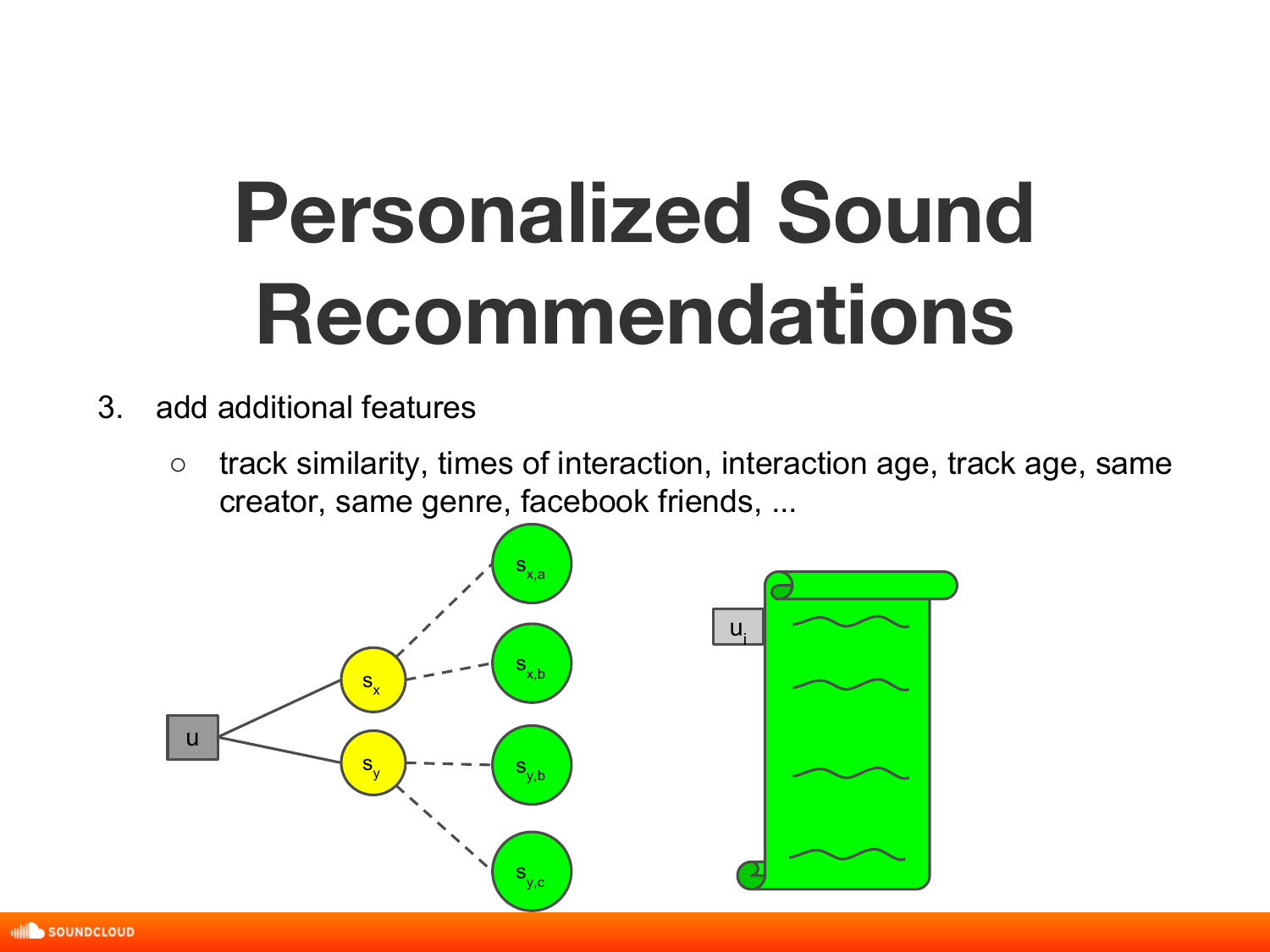# Personalized Sound Recommendations

3. add additional features
   - track similarity, times of interaction, interaction age, track age, same creator, same genre, facebook friends, ...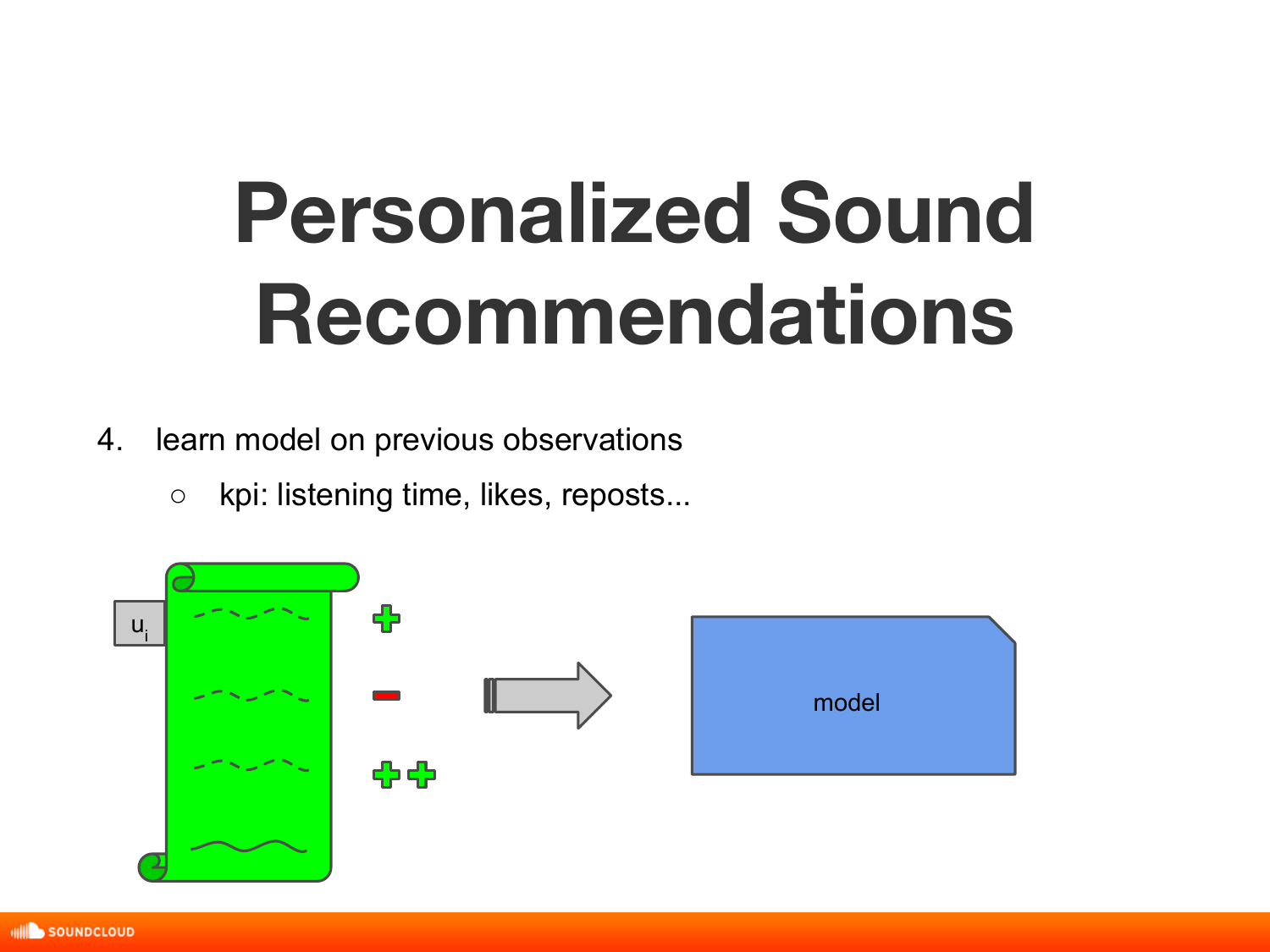# Personalized Sound Recommendations

4. learn model on previous observations
   - kpi: listening time, likes, reposts...

$u_i$

model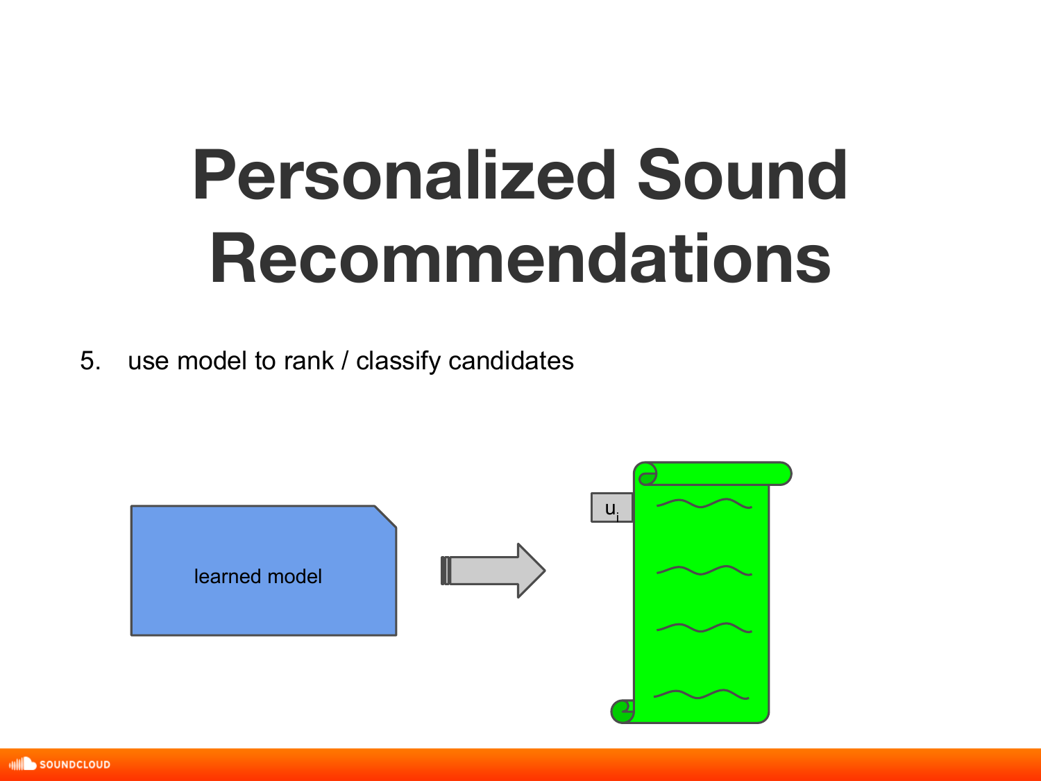# Personalized Sound Recommendations

5. use model to rank / classify candidates

learned model

$u_i$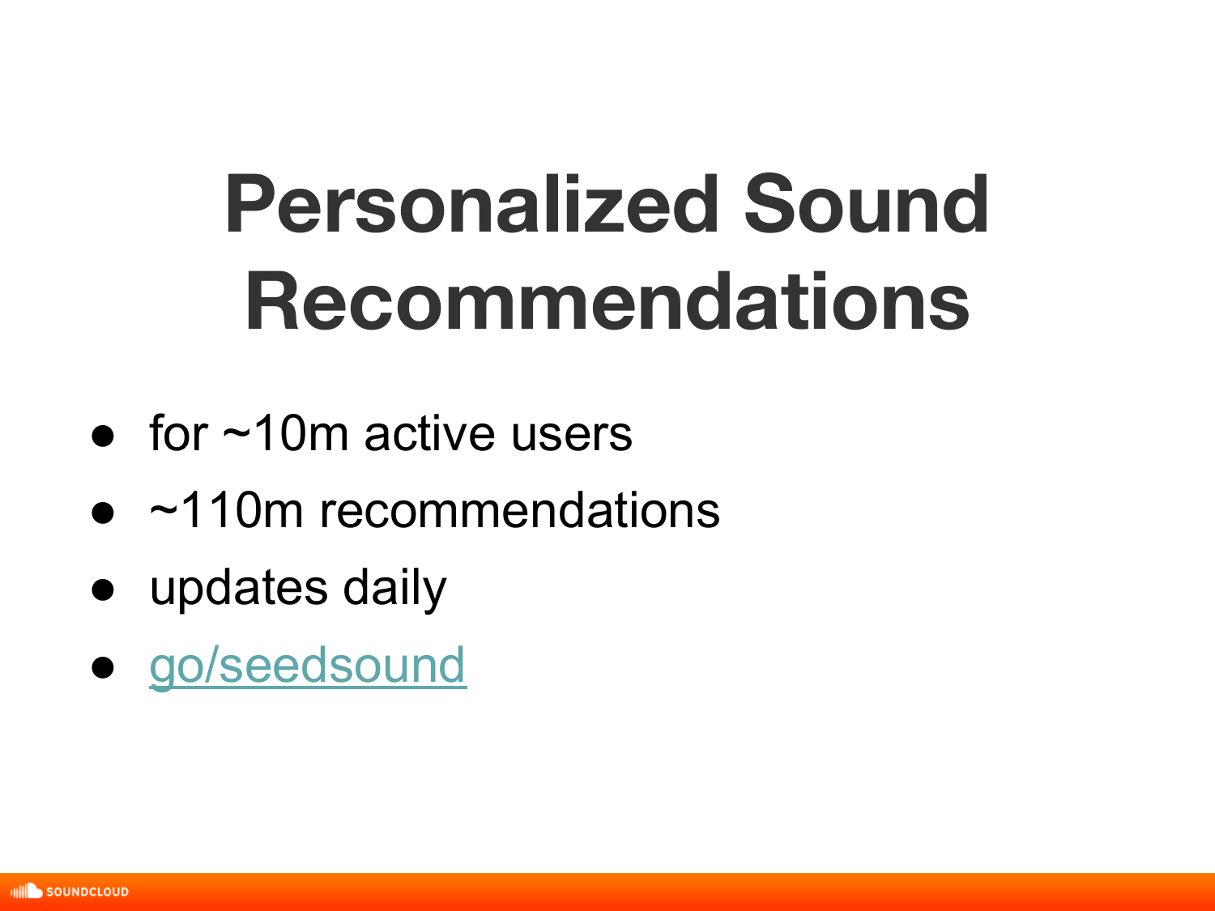# Personalized Sound Recommendations

- for ~10m active users
- ~110m recommendations
- updates daily
- go/seedsound